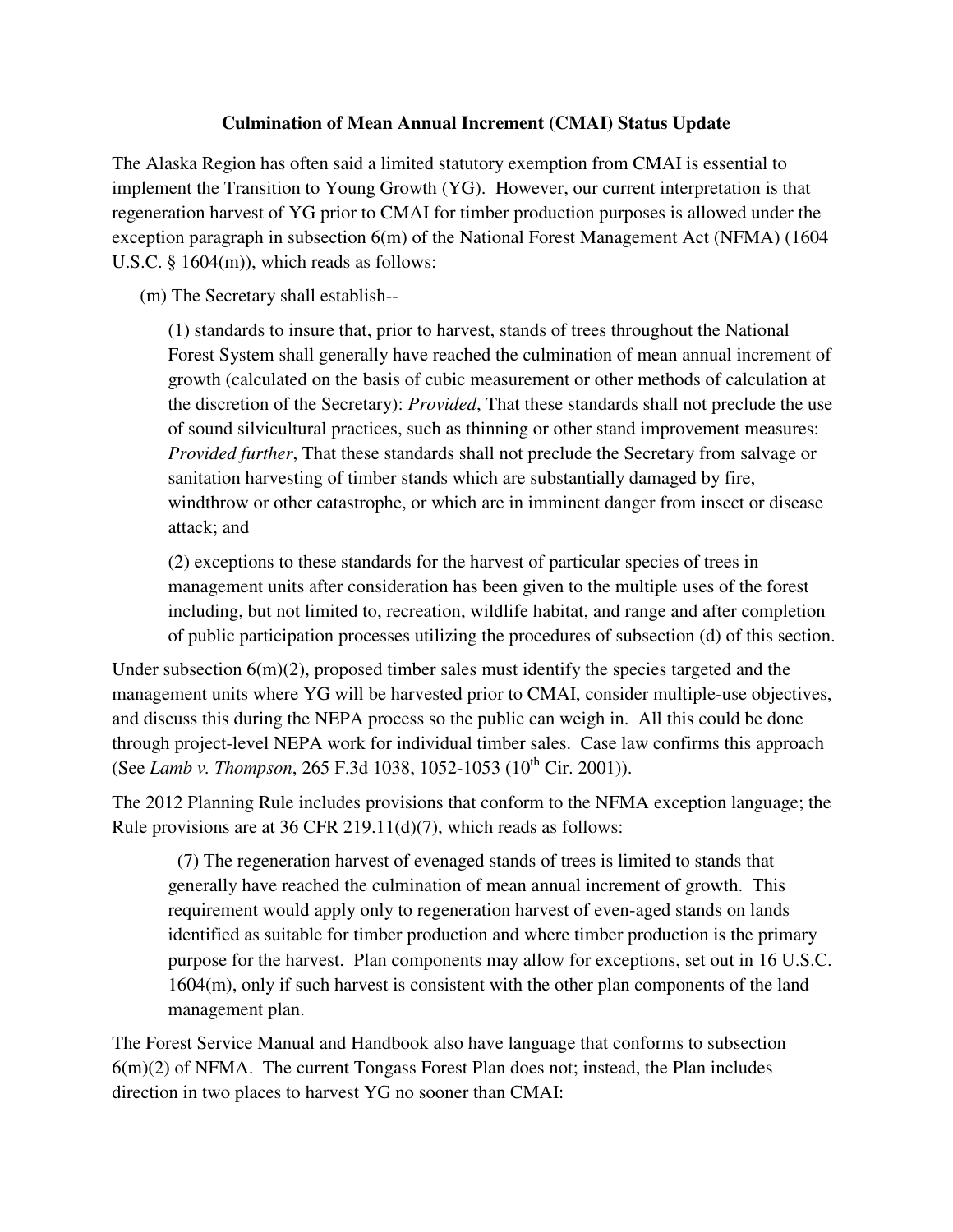**Culmination of Mean Annual Increment (CMAI) Status Update**

The Alaska Region has often said a limited statutory exemption from CMAI is essential to implement the Transition to Young Growth (YG). However, our current interpretation is that regeneration harvest of YG prior to CMAI for timber production purposes is allowed under the exception paragraph in subsection 6(m) of the National Forest Management Act (NFMA) (1604 U.S.C. § 1604(m)), which reads as follows:

> (m) The Secretary shall establish--
>
> (1) standards to insure that, prior to harvest, stands of trees throughout the National Forest System shall generally have reached the culmination of mean annual increment of growth (calculated on the basis of cubic measurement or other methods of calculation at the discretion of the Secretary): *Provided*, That these standards shall not preclude the use of sound silvicultural practices, such as thinning or other stand improvement measures: *Provided further*, That these standards shall not preclude the Secretary from salvage or sanitation harvesting of timber stands which are substantially damaged by fire, windthrow or other catastrophe, or which are in imminent danger from insect or disease attack; and
>
> (2) exceptions to these standards for the harvest of particular species of trees in management units after consideration has been given to the multiple uses of the forest including, but not limited to, recreation, wildlife habitat, and range and after completion of public participation processes utilizing the procedures of subsection (d) of this section.

Under subsection 6(m)(2), proposed timber sales must identify the species targeted and the management units where YG will be harvested prior to CMAI, consider multiple-use objectives, and discuss this during the NEPA process so the public can weigh in. All this could be done through project-level NEPA work for individual timber sales. Case law confirms this approach (See *Lamb v. Thompson*, 265 F.3d 1038, 1052-1053 (10th Cir. 2001)).

The 2012 Planning Rule includes provisions that conform to the NFMA exception language; the Rule provisions are at 36 CFR 219.11(d)(7), which reads as follows:

> (7) The regeneration harvest of evenaged stands of trees is limited to stands that generally have reached the culmination of mean annual increment of growth. This requirement would apply only to regeneration harvest of even-aged stands on lands identified as suitable for timber production and where timber production is the primary purpose for the harvest. Plan components may allow for exceptions, set out in 16 U.S.C. 1604(m), only if such harvest is consistent with the other plan components of the land management plan.

The Forest Service Manual and Handbook also have language that conforms to subsection 6(m)(2) of NFMA. The current Tongass Forest Plan does not; instead, the Plan includes direction in two places to harvest YG no sooner than CMAI: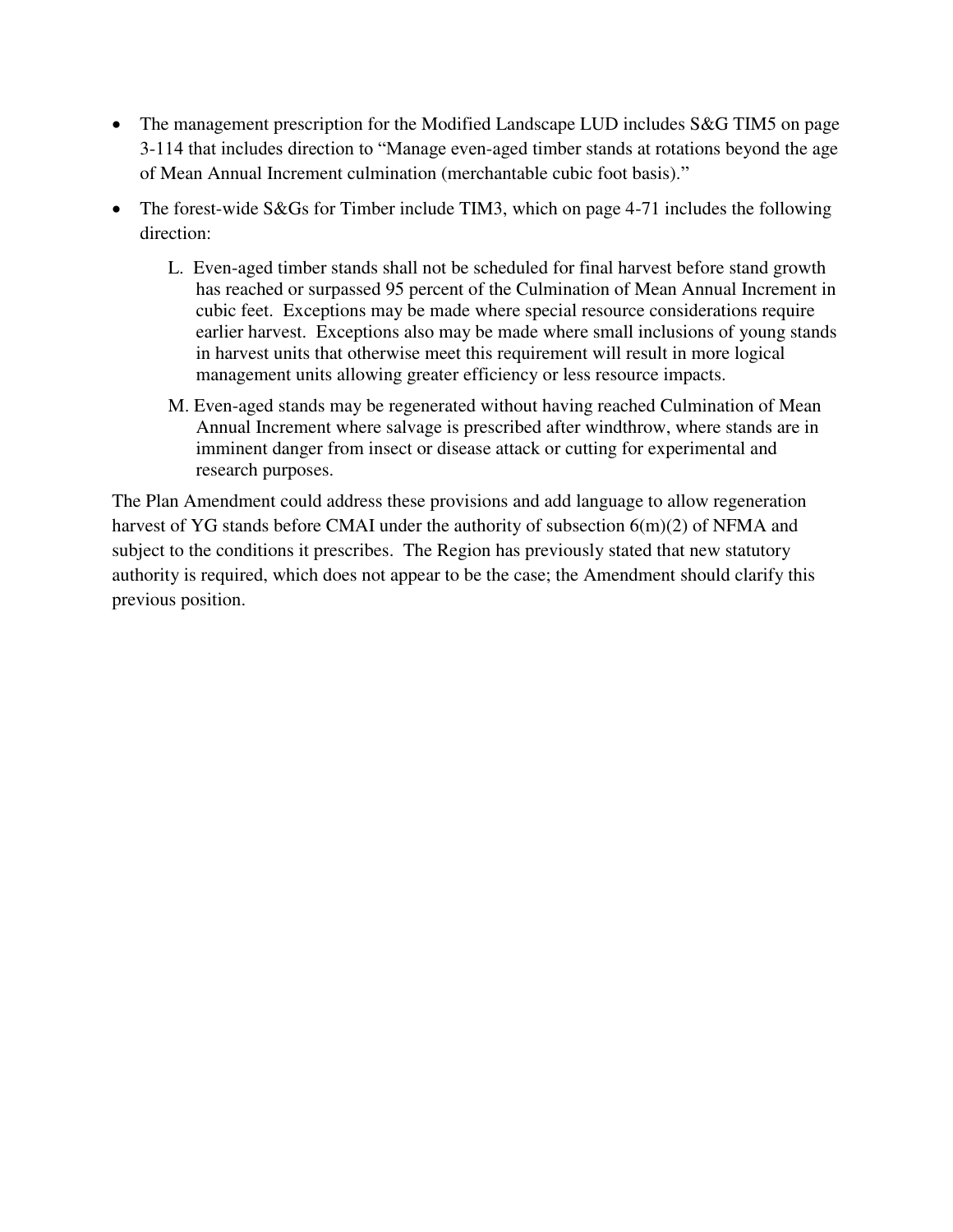- The management prescription for the Modified Landscape LUD includes S&G TIM5 on page 3-114 that includes direction to "Manage even-aged timber stands at rotations beyond the age of Mean Annual Increment culmination (merchantable cubic foot basis)."
- The forest-wide S&Gs for Timber include TIM3, which on page 4-71 includes the following direction:

  L. Even-aged timber stands shall not be scheduled for final harvest before stand growth has reached or surpassed 95 percent of the Culmination of Mean Annual Increment in cubic feet. Exceptions may be made where special resource considerations require earlier harvest. Exceptions also may be made where small inclusions of young stands in harvest units that otherwise meet this requirement will result in more logical management units allowing greater efficiency or less resource impacts.

  M. Even-aged stands may be regenerated without having reached Culmination of Mean Annual Increment where salvage is prescribed after windthrow, where stands are in imminent danger from insect or disease attack or cutting for experimental and research purposes.

The Plan Amendment could address these provisions and add language to allow regeneration harvest of YG stands before CMAI under the authority of subsection 6(m)(2) of NFMA and subject to the conditions it prescribes. The Region has previously stated that new statutory authority is required, which does not appear to be the case; the Amendment should clarify this previous position.